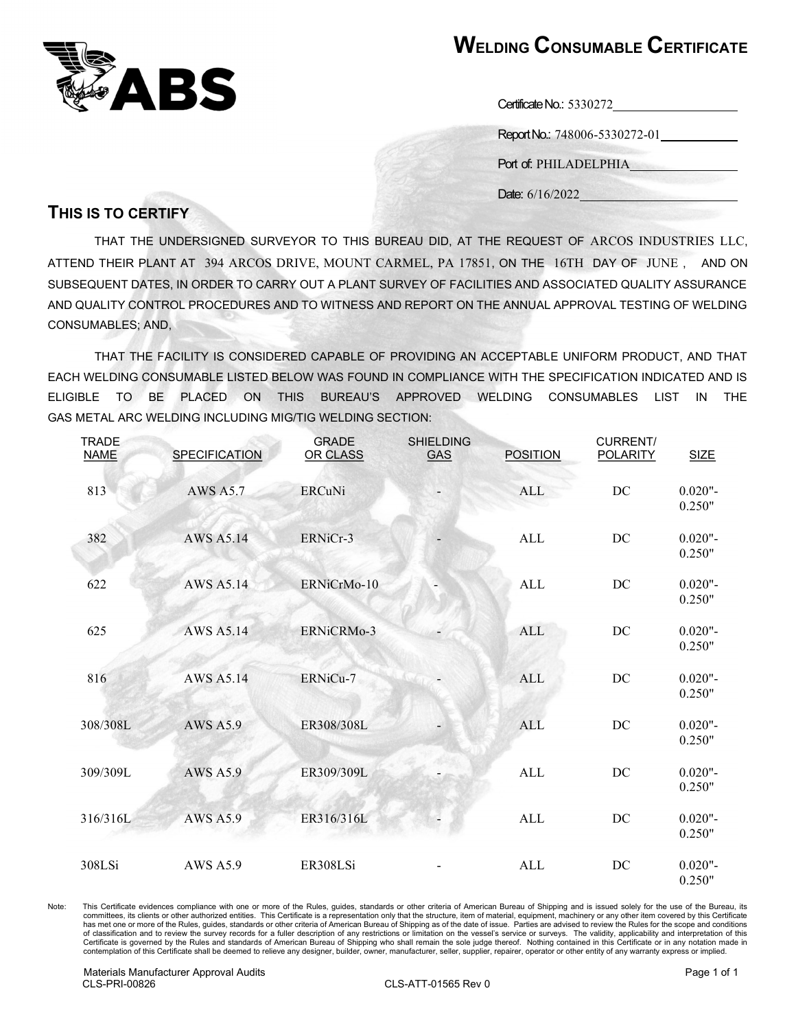# Welding Consumable Certificate

ABS

Certificate No.: 5330272

Report No.: 748006-5330272-01

Port of: PHILADELPHIA

Date: 6/16/2022

## This is to certify

THAT THE UNDERSIGNED SURVEYOR TO THIS BUREAU DID, AT THE REQUEST OF ARCOS INDUSTRIES LLC, ATTEND THEIR PLANT AT 394 ARCOS DRIVE, MOUNT CARMEL, PA 17851, ON THE 16TH DAY OF JUNE , AND ON SUBSEQUENT DATES, IN ORDER TO CARRY OUT A PLANT SURVEY OF FACILITIES AND ASSOCIATED QUALITY ASSURANCE AND QUALITY CONTROL PROCEDURES AND TO WITNESS AND REPORT ON THE ANNUAL APPROVAL TESTING OF WELDING CONSUMABLES; AND,

THAT THE FACILITY IS CONSIDERED CAPABLE OF PROVIDING AN ACCEPTABLE UNIFORM PRODUCT, AND THAT EACH WELDING CONSUMABLE LISTED BELOW WAS FOUND IN COMPLIANCE WITH THE SPECIFICATION INDICATED AND IS ELIGIBLE TO BE PLACED ON THIS BUREAU'S APPROVED WELDING CONSUMABLES LIST IN THE GAS METAL ARC WELDING INCLUDING MIG/TIG WELDING SECTION:

| TRADE NAME | SPECIFICATION | GRADE OR CLASS | SHIELDING GAS | POSITION | CURRENT/ POLARITY | SIZE |
|---|---|---|---|---|---|---|
| 813 | AWS A5.7 | ERCuNi | - | ALL | DC | 0.020"- 0.250" |
| 382 | AWS A5.14 | ERNiCr-3 | - | ALL | DC | 0.020"- 0.250" |
| 622 | AWS A5.14 | ERNiCrMo-10 | - | ALL | DC | 0.020"- 0.250" |
| 625 | AWS A5.14 | ERNiCRMo-3 | - | ALL | DC | 0.020"- 0.250" |
| 816 | AWS A5.14 | ERNiCu-7 | - | ALL | DC | 0.020"- 0.250" |
| 308/308L | AWS A5.9 | ER308/308L | - | ALL | DC | 0.020"- 0.250" |
| 309/309L | AWS A5.9 | ER309/309L | - | ALL | DC | 0.020"- 0.250" |
| 316/316L | AWS A5.9 | ER316/316L | - | ALL | DC | 0.020"- 0.250" |
| 308LSi | AWS A5.9 | ER308LSi | - | ALL | DC | 0.020"- 0.250" |

Note: This Certificate evidences compliance with one or more of the Rules, guides, standards or other criteria of American Bureau of Shipping and is issued solely for the use of the Bureau, its committees, its clients or other authorized entities. This Certificate is a representation only that the structure, item of material, equipment, machinery or any other item covered by this Certificate has met one or more of the Rules, guides, standards or other criteria of American Bureau of Shipping as of the date of issue. Parties are advised to review the Rules for the scope and conditions of classification and to review the survey records for a fuller description of any restrictions or limitation on the vessel's service or surveys. The validity, applicability and interpretation of this Certificate is governed by the Rules and standards of American Bureau of Shipping who shall remain the sole judge thereof. Nothing contained in this Certificate or in any notation made in contemplation of this Certificate shall be deemed to relieve any designer, builder, owner, manufacturer, seller, supplier, repairer, operator or other entity of any warranty express or implied.

Materials Manufacturer Approval Audits
CLS-PRI-00826

CLS-ATT-01565 Rev 0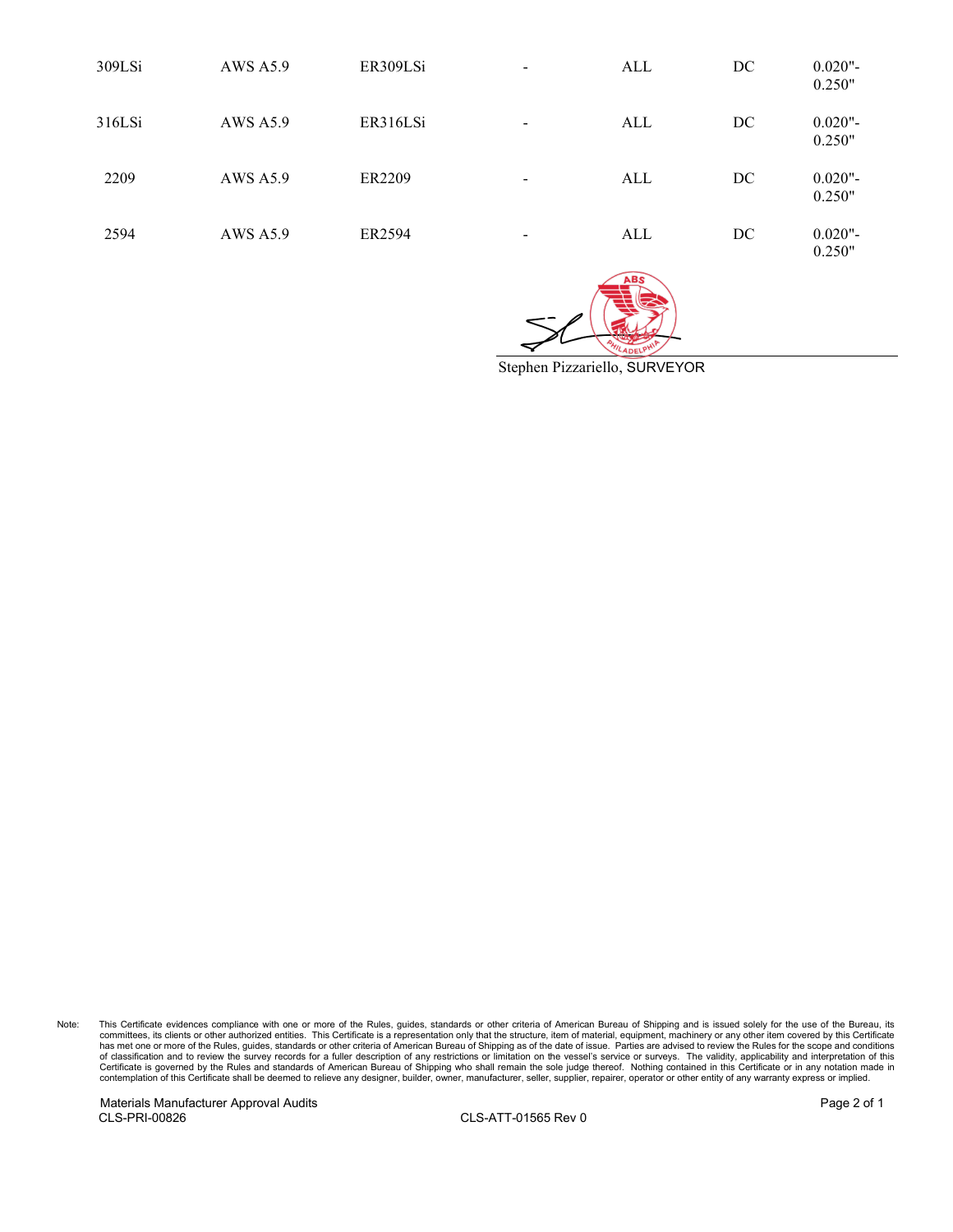| | | | | | | |
|---|---|---|---|---|---|---|
| 309LSi | AWS A5.9 | ER309LSi | - | ALL | DC | 0.020"-0.250" |
| 316LSi | AWS A5.9 | ER316LSi | - | ALL | DC | 0.020"-0.250" |
| 2209 | AWS A5.9 | ER2209 | - | ALL | DC | 0.020"-0.250" |
| 2594 | AWS A5.9 | ER2594 | - | ALL | DC | 0.020"-0.250" |

ABS PHILADELPHIA

Stephen Pizzariello, SURVEYOR

Note: This Certificate evidences compliance with one or more of the Rules, guides, standards or other criteria of American Bureau of Shipping and is issued solely for the use of the Bureau, its committees, its clients or other authorized entities. This Certificate is a representation only that the structure, item of material, equipment, machinery or any other item covered by this Certificate has met one or more of the Rules, guides, standards or other criteria of American Bureau of Shipping as of the date of issue. Parties are advised to review the Rules for the scope and conditions of classification and to review the survey records for a fuller description of any restrictions or limitation on the vessel's service or surveys. The validity, applicability and interpretation of this Certificate is governed by the Rules and standards of American Bureau of Shipping who shall remain the sole judge thereof. Nothing contained in this Certificate or in any notation made in contemplation of this Certificate shall be deemed to relieve any designer, builder, owner, manufacturer, seller, supplier, repairer, operator or other entity of any warranty express or implied.

Materials Manufacturer Approval Audits
CLS-PRI-00826

CLS-ATT-01565 Rev 0